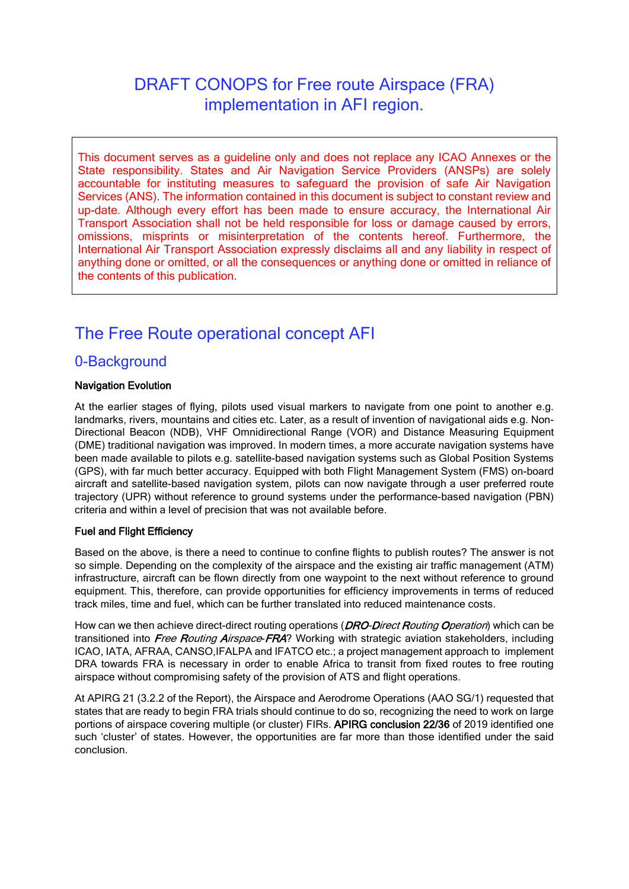# DRAFT CONOPS for Free route Airspace (FRA) implementation in AFI region.

> This document serves as a guideline only and does not replace any ICAO Annexes or the State responsibility. States and Air Navigation Service Providers (ANSPs) are solely accountable for instituting measures to safeguard the provision of safe Air Navigation Services (ANS). The information contained in this document is subject to constant review and up-date. Although every effort has been made to ensure accuracy, the International Air Transport Association shall not be held responsible for loss or damage caused by errors, omissions, misprints or misinterpretation of the contents hereof. Furthermore, the International Air Transport Association expressly disclaims all and any liability in respect of anything done or omitted, or all the consequences or anything done or omitted in reliance of the contents of this publication.

## The Free Route operational concept AFI

### 0-Background

**Navigation Evolution**

At the earlier stages of flying, pilots used visual markers to navigate from one point to another e.g. landmarks, rivers, mountains and cities etc. Later, as a result of invention of navigational aids e.g. Non-Directional Beacon (NDB), VHF Omnidirectional Range (VOR) and Distance Measuring Equipment (DME) traditional navigation was improved. In modern times, a more accurate navigation systems have been made available to pilots e.g. satellite-based navigation systems such as Global Position Systems (GPS), with far much better accuracy. Equipped with both Flight Management System (FMS) on-board aircraft and satellite-based navigation system, pilots can now navigate through a user preferred route trajectory (UPR) without reference to ground systems under the performance-based navigation (PBN) criteria and within a level of precision that was not available before.

**Fuel and Flight Efficiency**

Based on the above, is there a need to continue to confine flights to publish routes? The answer is not so simple. Depending on the complexity of the airspace and the existing air traffic management (ATM) infrastructure, aircraft can be flown directly from one waypoint to the next without reference to ground equipment. This, therefore, can provide opportunities for efficiency improvements in terms of reduced track miles, time and fuel, which can be further translated into reduced maintenance costs.

How can we then achieve direct-direct routing operations (*DRO-Direct Routing Operation*) which can be transitioned into *Free Routing Airspace-FRA*? Working with strategic aviation stakeholders, including ICAO, IATA, AFRAA, CANSO,IFALPA and IFATCO etc.; a project management approach to implement DRA towards FRA is necessary in order to enable Africa to transit from fixed routes to free routing airspace without compromising safety of the provision of ATS and flight operations.

At APIRG 21 (3.2.2 of the Report), the Airspace and Aerodrome Operations (AAO SG/1) requested that states that are ready to begin FRA trials should continue to do so, recognizing the need to work on large portions of airspace covering multiple (or cluster) FIRs. **APIRG conclusion 22/36** of 2019 identified one such 'cluster' of states. However, the opportunities are far more than those identified under the said conclusion.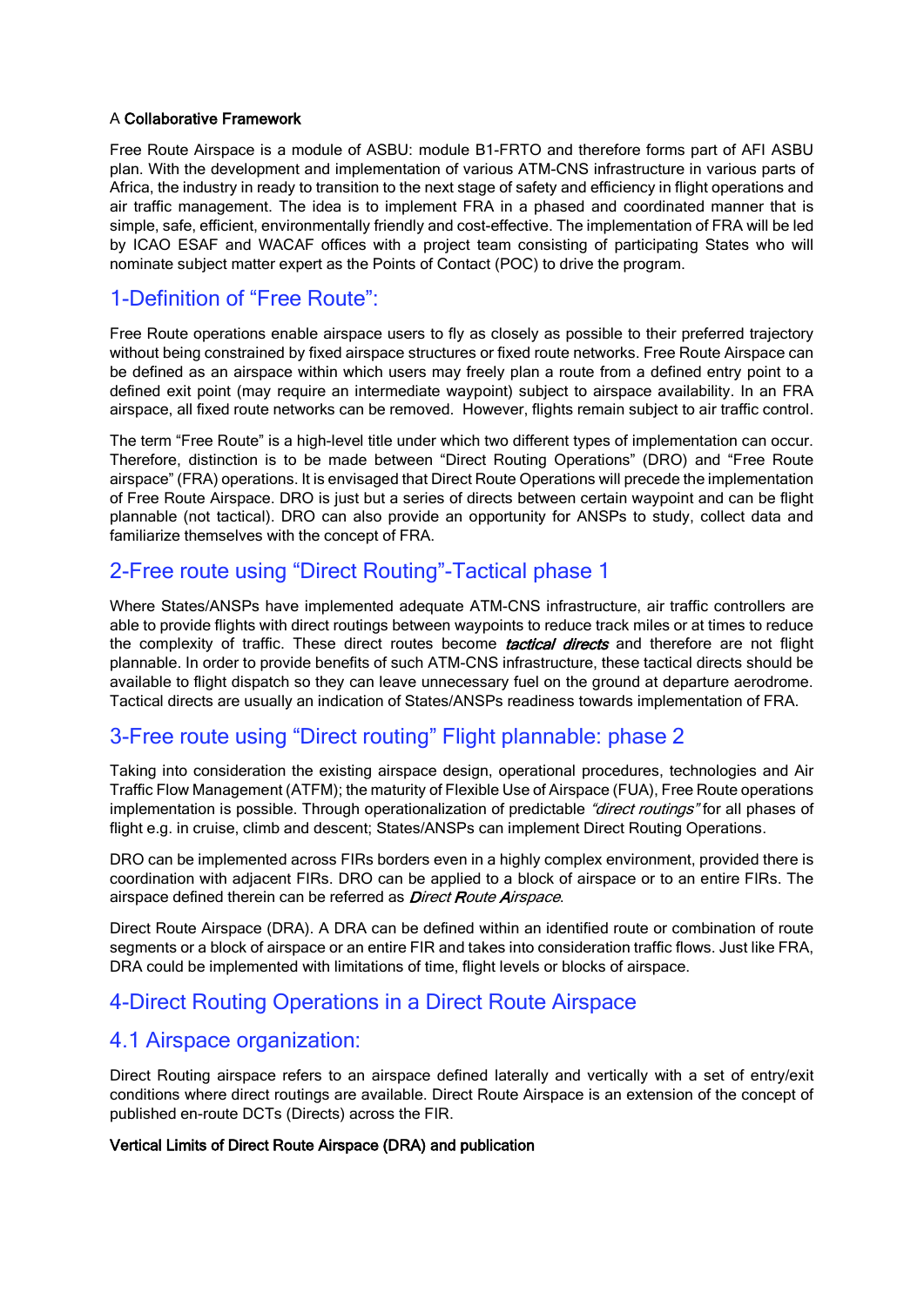**A Collaborative Framework**

Free Route Airspace is a module of ASBU: module B1-FRTO and therefore forms part of AFI ASBU plan. With the development and implementation of various ATM-CNS infrastructure in various parts of Africa, the industry in ready to transition to the next stage of safety and efficiency in flight operations and air traffic management. The idea is to implement FRA in a phased and coordinated manner that is simple, safe, efficient, environmentally friendly and cost-effective. The implementation of FRA will be led by ICAO ESAF and WACAF offices with a project team consisting of participating States who will nominate subject matter expert as the Points of Contact (POC) to drive the program.

## 1-Definition of "Free Route":

Free Route operations enable airspace users to fly as closely as possible to their preferred trajectory without being constrained by fixed airspace structures or fixed route networks. Free Route Airspace can be defined as an airspace within which users may freely plan a route from a defined entry point to a defined exit point (may require an intermediate waypoint) subject to airspace availability. In an FRA airspace, all fixed route networks can be removed. However, flights remain subject to air traffic control.

The term "Free Route" is a high-level title under which two different types of implementation can occur. Therefore, distinction is to be made between "Direct Routing Operations" (DRO) and "Free Route airspace" (FRA) operations. It is envisaged that Direct Route Operations will precede the implementation of Free Route Airspace. DRO is just but a series of directs between certain waypoint and can be flight plannable (not tactical). DRO can also provide an opportunity for ANSPs to study, collect data and familiarize themselves with the concept of FRA.

## 2-Free route using "Direct Routing"-Tactical phase 1

Where States/ANSPs have implemented adequate ATM-CNS infrastructure, air traffic controllers are able to provide flights with direct routings between waypoints to reduce track miles or at times to reduce the complexity of traffic. These direct routes become ***tactical directs*** and therefore are not flight plannable. In order to provide benefits of such ATM-CNS infrastructure, these tactical directs should be available to flight dispatch so they can leave unnecessary fuel on the ground at departure aerodrome. Tactical directs are usually an indication of States/ANSPs readiness towards implementation of FRA.

## 3-Free route using "Direct routing" Flight plannable: phase 2

Taking into consideration the existing airspace design, operational procedures, technologies and Air Traffic Flow Management (ATFM); the maturity of Flexible Use of Airspace (FUA), Free Route operations implementation is possible. Through operationalization of predictable *"direct routings"* for all phases of flight e.g. in cruise, climb and descent; States/ANSPs can implement Direct Routing Operations.

DRO can be implemented across FIRs borders even in a highly complex environment, provided there is coordination with adjacent FIRs. DRO can be applied to a block of airspace or to an entire FIRs. The airspace defined therein can be referred as *Direct Route Airspace*.

Direct Route Airspace (DRA). A DRA can be defined within an identified route or combination of route segments or a block of airspace or an entire FIR and takes into consideration traffic flows. Just like FRA, DRA could be implemented with limitations of time, flight levels or blocks of airspace.

## 4-Direct Routing Operations in a Direct Route Airspace

### 4.1 Airspace organization:

Direct Routing airspace refers to an airspace defined laterally and vertically with a set of entry/exit conditions where direct routings are available. Direct Route Airspace is an extension of the concept of published en-route DCTs (Directs) across the FIR.

**Vertical Limits of Direct Route Airspace (DRA) and publication**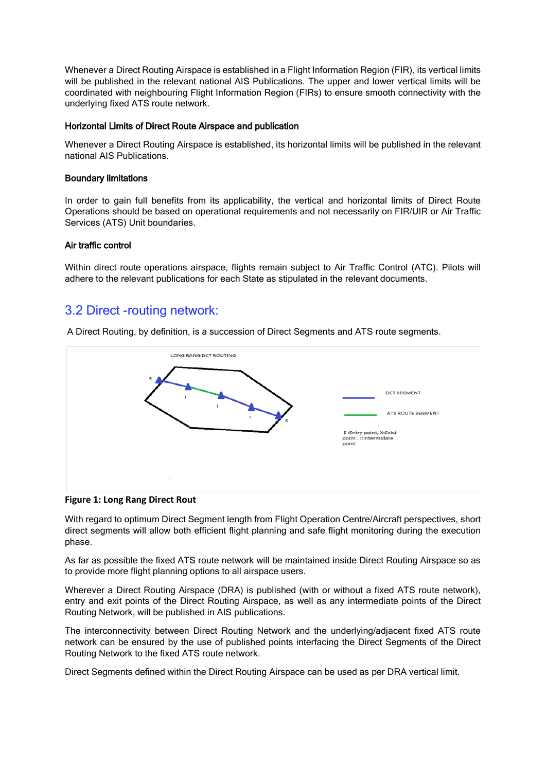Whenever a Direct Routing Airspace is established in a Flight Information Region (FIR), its vertical limits will be published in the relevant national AIS Publications. The upper and lower vertical limits will be coordinated with neighbouring Flight Information Region (FIRs) to ensure smooth connectivity with the underlying fixed ATS route network.

#### Horizontal Limits of Direct Route Airspace and publication

Whenever a Direct Routing Airspace is established, its horizontal limits will be published in the relevant national AIS Publications.

#### Boundary limitations

In order to gain full benefits from its applicability, the vertical and horizontal limits of Direct Route Operations should be based on operational requirements and not necessarily on FIR/UIR or Air Traffic Services (ATS) Unit boundaries.

#### Air traffic control

Within direct route operations airspace, flights remain subject to Air Traffic Control (ATC). Pilots will adhere to the relevant publications for each State as stipulated in the relevant documents.

## 3.2 Direct -routing network:

A Direct Routing, by definition, is a succession of Direct Segments and ATS route segments.

**Figure 1: Long Rang Direct Rout**

With regard to optimum Direct Segment length from Flight Operation Centre/Aircraft perspectives, short direct segments will allow both efficient flight planning and safe flight monitoring during the execution phase.

As far as possible the fixed ATS route network will be maintained inside Direct Routing Airspace so as to provide more flight planning options to all airspace users.

Wherever a Direct Routing Airspace (DRA) is published (with or without a fixed ATS route network), entry and exit points of the Direct Routing Airspace, as well as any intermediate points of the Direct Routing Network, will be published in AIS publications.

The interconnectivity between Direct Routing Network and the underlying/adjacent fixed ATS route network can be ensured by the use of published points interfacing the Direct Segments of the Direct Routing Network to the fixed ATS route network.

Direct Segments defined within the Direct Routing Airspace can be used as per DRA vertical limit.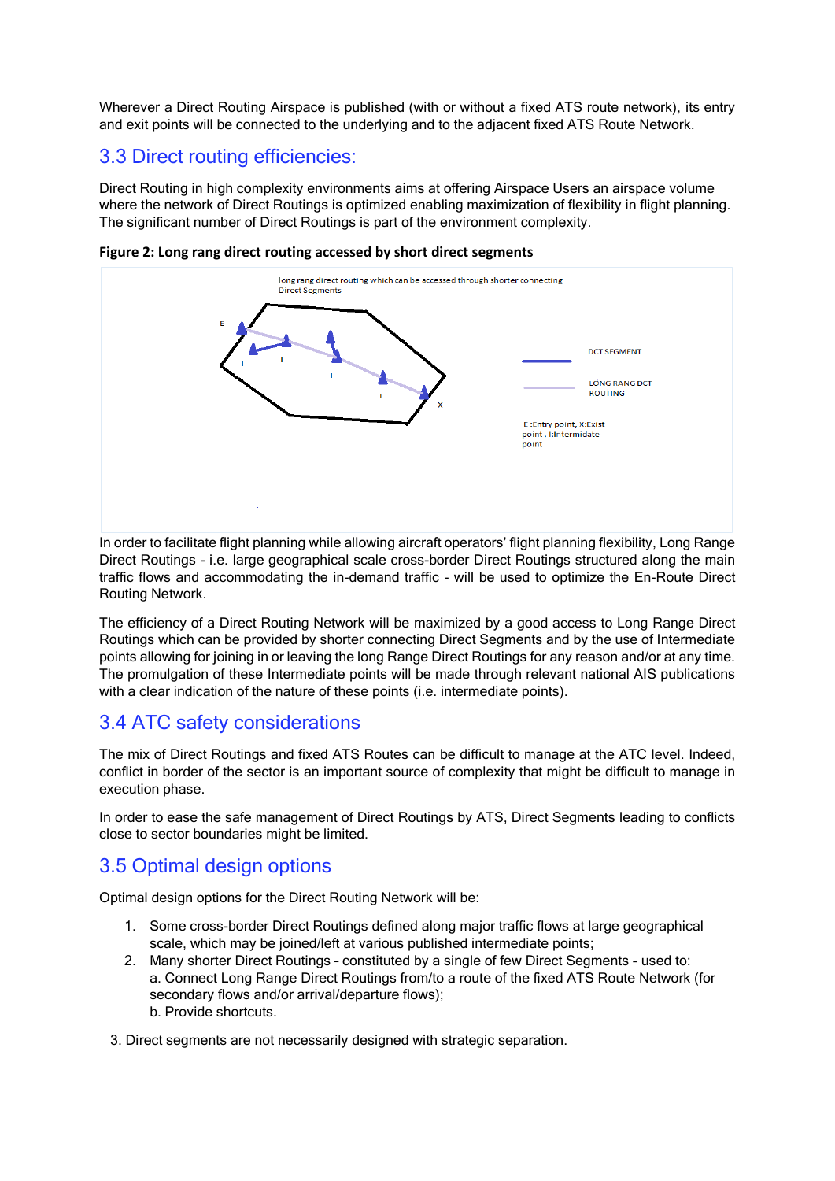Wherever a Direct Routing Airspace is published (with or without a fixed ATS route network), its entry and exit points will be connected to the underlying and to the adjacent fixed ATS Route Network.

## 3.3 Direct routing efficiencies:

Direct Routing in high complexity environments aims at offering Airspace Users an airspace volume where the network of Direct Routings is optimized enabling maximization of flexibility in flight planning. The significant number of Direct Routings is part of the environment complexity.

**Figure 2: Long rang direct routing accessed by short direct segments**

In order to facilitate flight planning while allowing aircraft operators' flight planning flexibility, Long Range Direct Routings - i.e. large geographical scale cross-border Direct Routings structured along the main traffic flows and accommodating the in-demand traffic - will be used to optimize the En-Route Direct Routing Network.

The efficiency of a Direct Routing Network will be maximized by a good access to Long Range Direct Routings which can be provided by shorter connecting Direct Segments and by the use of Intermediate points allowing for joining in or leaving the long Range Direct Routings for any reason and/or at any time. The promulgation of these Intermediate points will be made through relevant national AIS publications with a clear indication of the nature of these points (i.e. intermediate points).

## 3.4 ATC safety considerations

The mix of Direct Routings and fixed ATS Routes can be difficult to manage at the ATC level. Indeed, conflict in border of the sector is an important source of complexity that might be difficult to manage in execution phase.

In order to ease the safe management of Direct Routings by ATS, Direct Segments leading to conflicts close to sector boundaries might be limited.

## 3.5 Optimal design options

Optimal design options for the Direct Routing Network will be:

1. Some cross-border Direct Routings defined along major traffic flows at large geographical scale, which may be joined/left at various published intermediate points;
2. Many shorter Direct Routings - constituted by a single of few Direct Segments - used to:
   a. Connect Long Range Direct Routings from/to a route of the fixed ATS Route Network (for secondary flows and/or arrival/departure flows);
   b. Provide shortcuts.
3. Direct segments are not necessarily designed with strategic separation.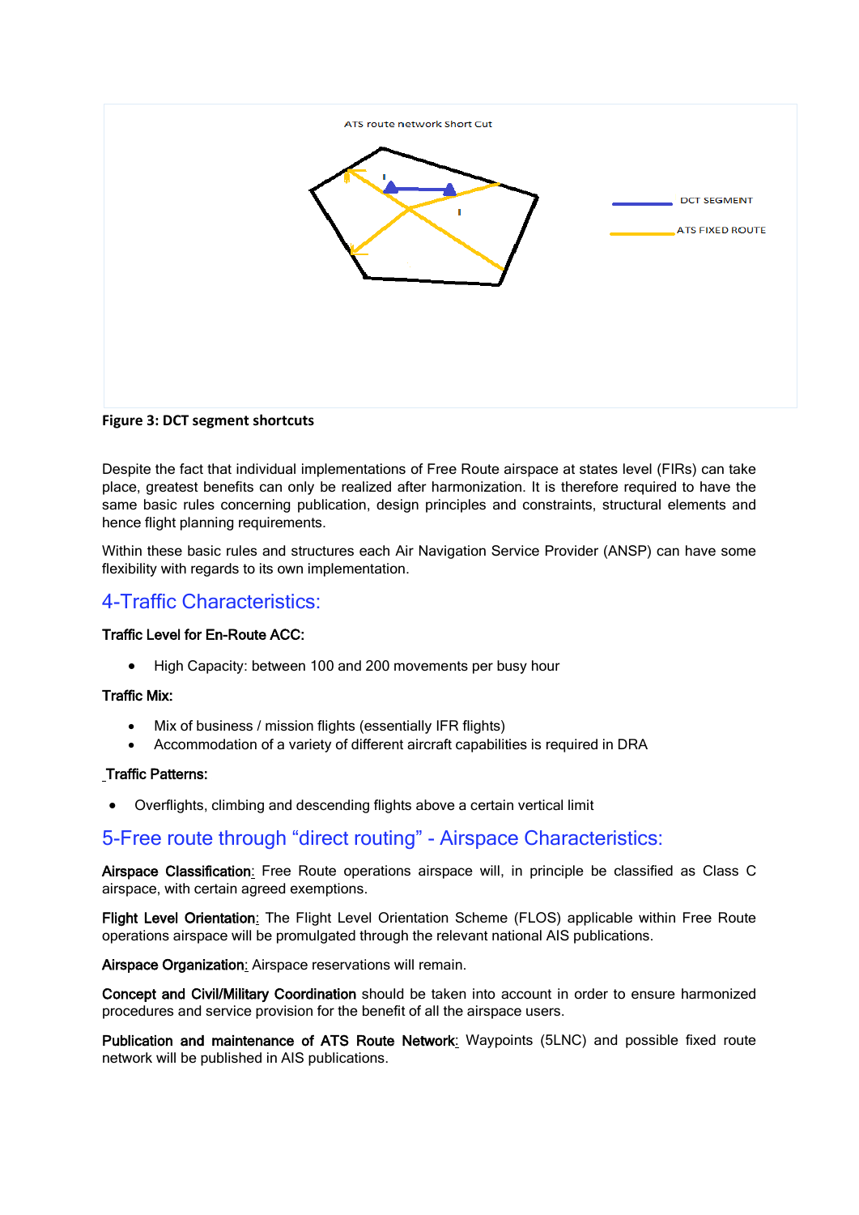**Figure 3: DCT segment shortcuts**

Despite the fact that individual implementations of Free Route airspace at states level (FIRs) can take place, greatest benefits can only be realized after harmonization. It is therefore required to have the same basic rules concerning publication, design principles and constraints, structural elements and hence flight planning requirements.

Within these basic rules and structures each Air Navigation Service Provider (ANSP) can have some flexibility with regards to its own implementation.

## 4-Traffic Characteristics:

**Traffic Level for En-Route ACC:**

- High Capacity: between 100 and 200 movements per busy hour

**Traffic Mix:**

- Mix of business / mission flights (essentially IFR flights)
- Accommodation of a variety of different aircraft capabilities is required in DRA

**Traffic Patterns:**

- Overflights, climbing and descending flights above a certain vertical limit

## 5-Free route through “direct routing” - Airspace Characteristics:

**Airspace Classification**: Free Route operations airspace will, in principle be classified as Class C airspace, with certain agreed exemptions.

**Flight Level Orientation**: The Flight Level Orientation Scheme (FLOS) applicable within Free Route operations airspace will be promulgated through the relevant national AIS publications.

**Airspace Organization**: Airspace reservations will remain.

**Concept and Civil/Military Coordination** should be taken into account in order to ensure harmonized procedures and service provision for the benefit of all the airspace users.

**Publication and maintenance of ATS Route Network**: Waypoints (5LNC) and possible fixed route network will be published in AIS publications.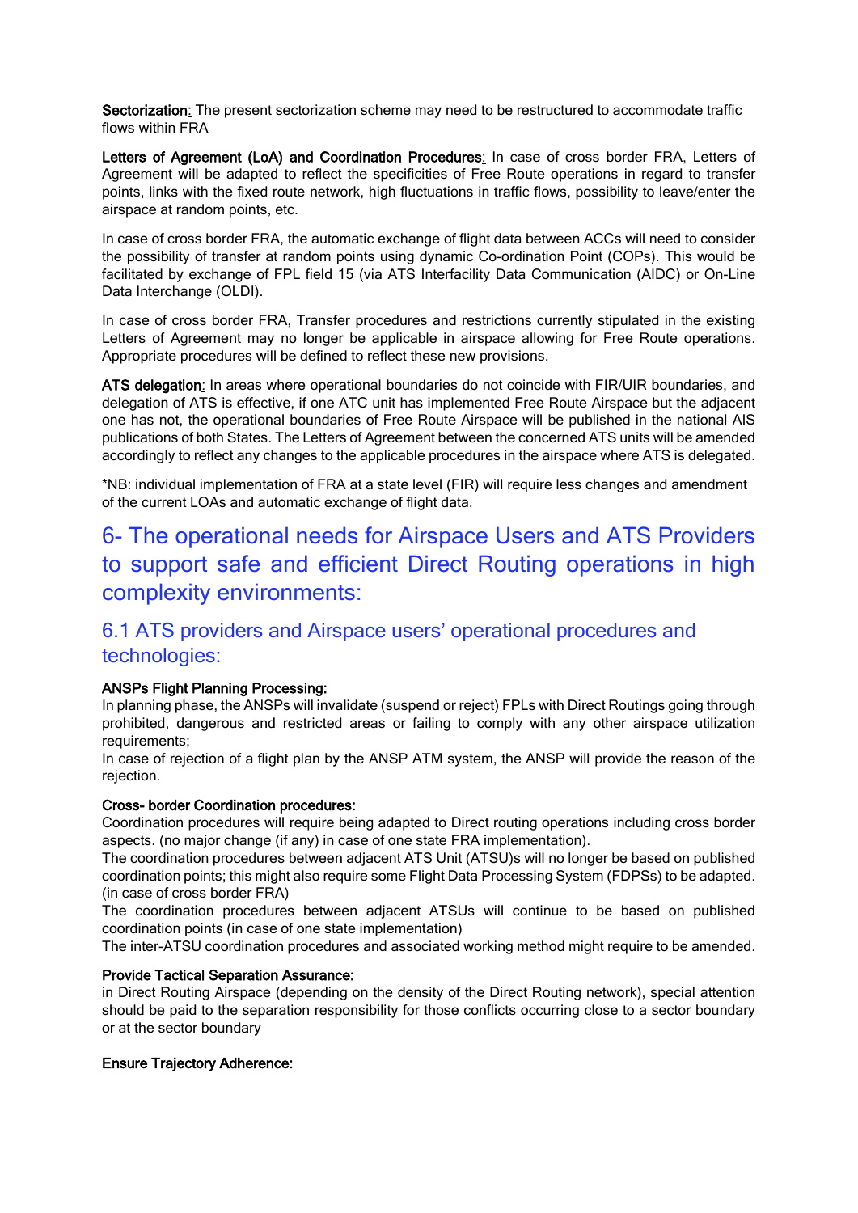**Sectorization**: The present sectorization scheme may need to be restructured to accommodate traffic flows within FRA

**Letters of Agreement (LoA) and Coordination Procedures**: In case of cross border FRA, Letters of Agreement will be adapted to reflect the specificities of Free Route operations in regard to transfer points, links with the fixed route network, high fluctuations in traffic flows, possibility to leave/enter the airspace at random points, etc.

In case of cross border FRA, the automatic exchange of flight data between ACCs will need to consider the possibility of transfer at random points using dynamic Co-ordination Point (COPs). This would be facilitated by exchange of FPL field 15 (via ATS Interfacility Data Communication (AIDC) or On-Line Data Interchange (OLDI).

In case of cross border FRA, Transfer procedures and restrictions currently stipulated in the existing Letters of Agreement may no longer be applicable in airspace allowing for Free Route operations. Appropriate procedures will be defined to reflect these new provisions.

**ATS delegation**: In areas where operational boundaries do not coincide with FIR/UIR boundaries, and delegation of ATS is effective, if one ATC unit has implemented Free Route Airspace but the adjacent one has not, the operational boundaries of Free Route Airspace will be published in the national AIS publications of both States. The Letters of Agreement between the concerned ATS units will be amended accordingly to reflect any changes to the applicable procedures in the airspace where ATS is delegated.

*NB: individual implementation of FRA at a state level (FIR) will require less changes and amendment of the current LOAs and automatic exchange of flight data.

# 6- The operational needs for Airspace Users and ATS Providers to support safe and efficient Direct Routing operations in high complexity environments:

## 6.1 ATS providers and Airspace users' operational procedures and technologies:

**ANSPs Flight Planning Processing:**
In planning phase, the ANSPs will invalidate (suspend or reject) FPLs with Direct Routings going through prohibited, dangerous and restricted areas or failing to comply with any other airspace utilization requirements;
In case of rejection of a flight plan by the ANSP ATM system, the ANSP will provide the reason of the rejection.

**Cross- border Coordination procedures:**
Coordination procedures will require being adapted to Direct routing operations including cross border aspects. (no major change (if any) in case of one state FRA implementation).
The coordination procedures between adjacent ATS Unit (ATSU)s will no longer be based on published coordination points; this might also require some Flight Data Processing System (FDPSs) to be adapted. (in case of cross border FRA)
The coordination procedures between adjacent ATSUs will continue to be based on published coordination points (in case of one state implementation)
The inter-ATSU coordination procedures and associated working method might require to be amended.

**Provide Tactical Separation Assurance:**
in Direct Routing Airspace (depending on the density of the Direct Routing network), special attention should be paid to the separation responsibility for those conflicts occurring close to a sector boundary or at the sector boundary

**Ensure Trajectory Adherence:**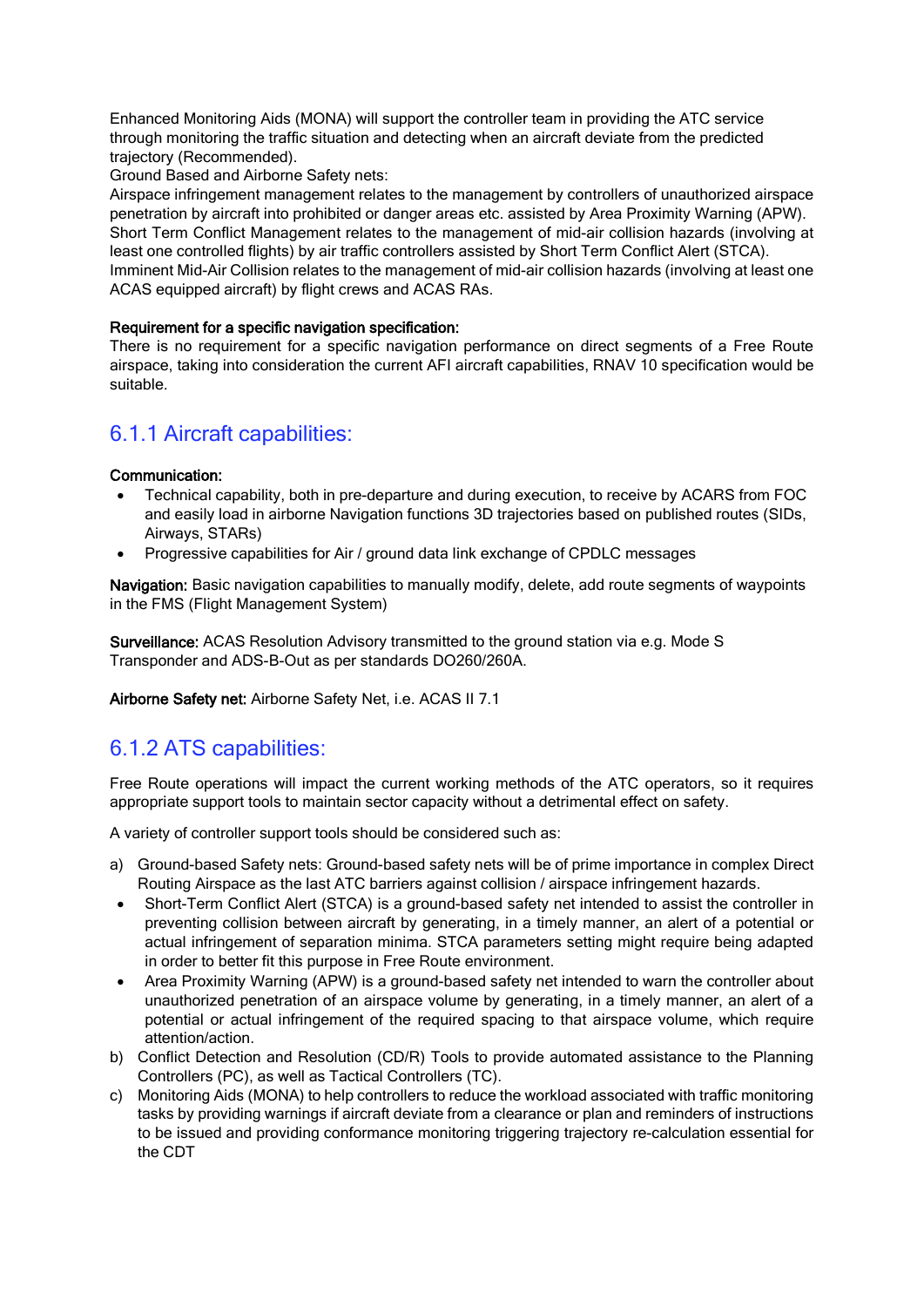Enhanced Monitoring Aids (MONA) will support the controller team in providing the ATC service through monitoring the traffic situation and detecting when an aircraft deviate from the predicted trajectory (Recommended).

Ground Based and Airborne Safety nets:

Airspace infringement management relates to the management by controllers of unauthorized airspace penetration by aircraft into prohibited or danger areas etc. assisted by Area Proximity Warning (APW).

Short Term Conflict Management relates to the management of mid-air collision hazards (involving at least one controlled flights) by air traffic controllers assisted by Short Term Conflict Alert (STCA).

Imminent Mid-Air Collision relates to the management of mid-air collision hazards (involving at least one ACAS equipped aircraft) by flight crews and ACAS RAs.

**Requirement for a specific navigation specification:**

There is no requirement for a specific navigation performance on direct segments of a Free Route airspace, taking into consideration the current AFI aircraft capabilities, RNAV 10 specification would be suitable.

## 6.1.1 Aircraft capabilities:

**Communication:**

- Technical capability, both in pre-departure and during execution, to receive by ACARS from FOC and easily load in airborne Navigation functions 3D trajectories based on published routes (SIDs, Airways, STARs)
- Progressive capabilities for Air / ground data link exchange of CPDLC messages

**Navigation:** Basic navigation capabilities to manually modify, delete, add route segments of waypoints in the FMS (Flight Management System)

**Surveillance:** ACAS Resolution Advisory transmitted to the ground station via e.g. Mode S Transponder and ADS-B-Out as per standards DO260/260A.

**Airborne Safety net:** Airborne Safety Net, i.e. ACAS II 7.1

## 6.1.2 ATS capabilities:

Free Route operations will impact the current working methods of the ATC operators, so it requires appropriate support tools to maintain sector capacity without a detrimental effect on safety.

A variety of controller support tools should be considered such as:

a) Ground-based Safety nets: Ground-based safety nets will be of prime importance in complex Direct Routing Airspace as the last ATC barriers against collision / airspace infringement hazards.
   - Short-Term Conflict Alert (STCA) is a ground-based safety net intended to assist the controller in preventing collision between aircraft by generating, in a timely manner, an alert of a potential or actual infringement of separation minima. STCA parameters setting might require being adapted in order to better fit this purpose in Free Route environment.
   - Area Proximity Warning (APW) is a ground-based safety net intended to warn the controller about unauthorized penetration of an airspace volume by generating, in a timely manner, an alert of a potential or actual infringement of the required spacing to that airspace volume, which require attention/action.

b) Conflict Detection and Resolution (CD/R) Tools to provide automated assistance to the Planning Controllers (PC), as well as Tactical Controllers (TC).

c) Monitoring Aids (MONA) to help controllers to reduce the workload associated with traffic monitoring tasks by providing warnings if aircraft deviate from a clearance or plan and reminders of instructions to be issued and providing conformance monitoring triggering trajectory re-calculation essential for the CDT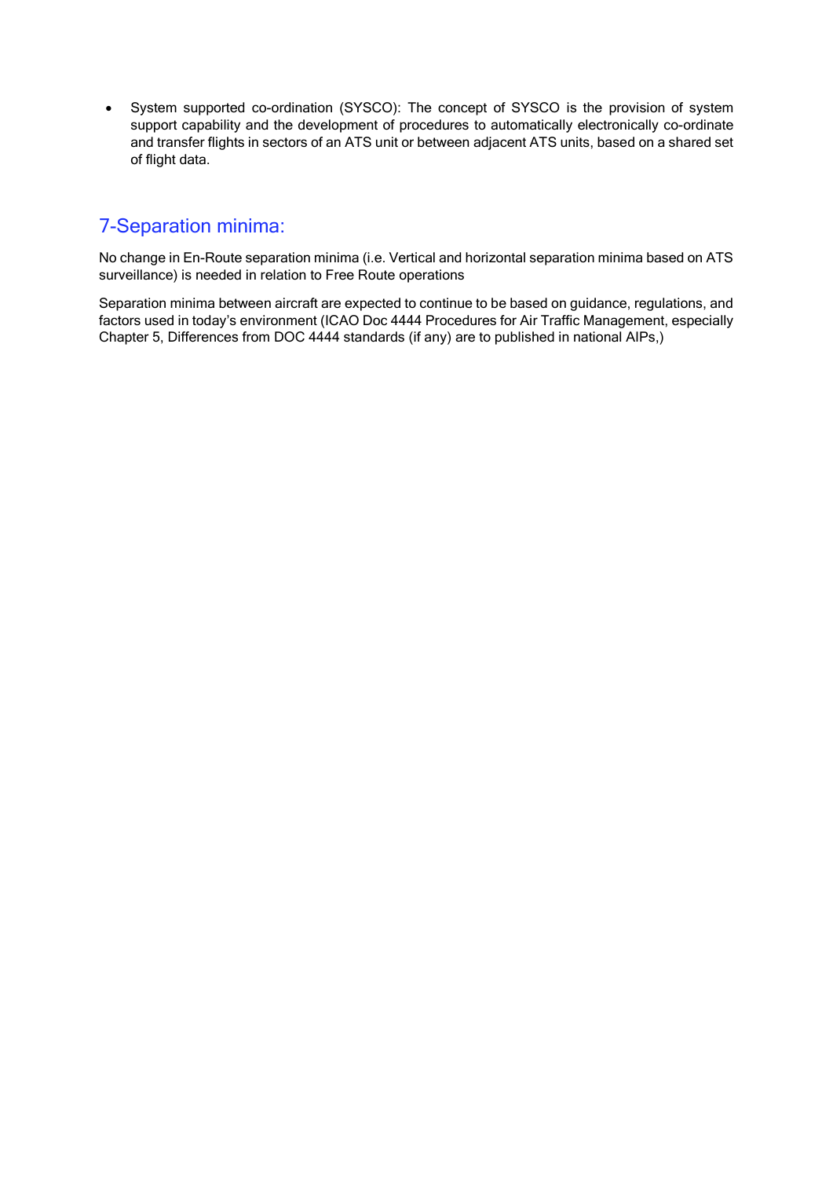- System supported co-ordination (SYSCO): The concept of SYSCO is the provision of system support capability and the development of procedures to automatically electronically co-ordinate and transfer flights in sectors of an ATS unit or between adjacent ATS units, based on a shared set of flight data.

## 7-Separation minima:

No change in En-Route separation minima (i.e. Vertical and horizontal separation minima based on ATS surveillance) is needed in relation to Free Route operations

Separation minima between aircraft are expected to continue to be based on guidance, regulations, and factors used in today's environment (ICAO Doc 4444 Procedures for Air Traffic Management, especially Chapter 5, Differences from DOC 4444 standards (if any) are to published in national AIPs,)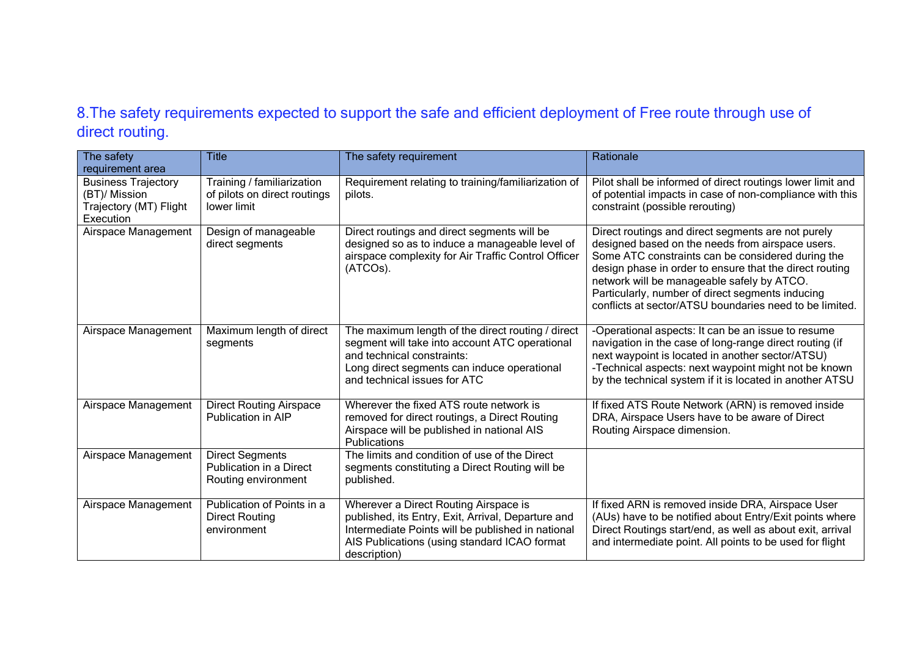## 8.The safety requirements expected to support the safe and efficient deployment of Free route through use of direct routing.

| The safety requirement area | Title | The safety requirement | Rationale |
|---|---|---|---|
| Business Trajectory (BT)/ Mission Trajectory (MT) Flight Execution | Training / familiarization of pilots on direct routings lower limit | Requirement relating to training/familiarization of pilots. | Pilot shall be informed of direct routings lower limit and of potential impacts in case of non-compliance with this constraint (possible rerouting) |
| Airspace Management | Design of manageable direct segments | Direct routings and direct segments will be designed so as to induce a manageable level of airspace complexity for Air Traffic Control Officer (ATCOs). | Direct routings and direct segments are not purely designed based on the needs from airspace users. Some ATC constraints can be considered during the design phase in order to ensure that the direct routing network will be manageable safely by ATCO. Particularly, number of direct segments inducing conflicts at sector/ATSU boundaries need to be limited. |
| Airspace Management | Maximum length of direct segments | The maximum length of the direct routing / direct segment will take into account ATC operational and technical constraints:<br>Long direct segments can induce operational and technical issues for ATC | -Operational aspects: It can be an issue to resume navigation in the case of long-range direct routing (if next waypoint is located in another sector/ATSU)<br>-Technical aspects: next waypoint might not be known by the technical system if it is located in another ATSU |
| Airspace Management | Direct Routing Airspace Publication in AIP | Wherever the fixed ATS route network is removed for direct routings, a Direct Routing Airspace will be published in national AIS Publications | If fixed ATS Route Network (ARN) is removed inside DRA, Airspace Users have to be aware of Direct Routing Airspace dimension. |
| Airspace Management | Direct Segments Publication in a Direct Routing environment | The limits and condition of use of the Direct segments constituting a Direct Routing will be published. | |
| Airspace Management | Publication of Points in a Direct Routing environment | Wherever a Direct Routing Airspace is published, its Entry, Exit, Arrival, Departure and Intermediate Points will be published in national AIS Publications (using standard ICAO format description) | If fixed ARN is removed inside DRA, Airspace User (AUs) have to be notified about Entry/Exit points where Direct Routings start/end, as well as about exit, arrival and intermediate point. All points to be used for flight |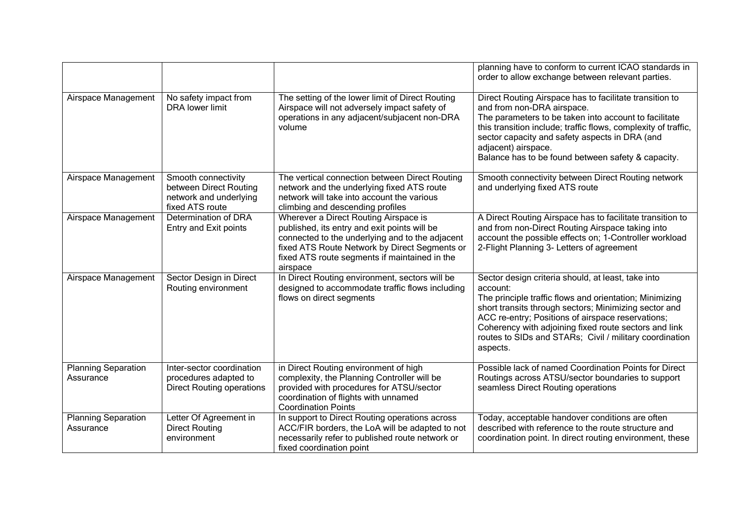| | | | |
|---|---|---|---|
| | | | planning have to conform to current ICAO standards in order to allow exchange between relevant parties. |
| Airspace Management | No safety impact from DRA lower limit | The setting of the lower limit of Direct Routing Airspace will not adversely impact safety of operations in any adjacent/subjacent non-DRA volume | Direct Routing Airspace has to facilitate transition to and from non-DRA airspace.<br>The parameters to be taken into account to facilitate this transition include; traffic flows, complexity of traffic, sector capacity and safety aspects in DRA (and adjacent) airspace.<br>Balance has to be found between safety & capacity. |
| Airspace Management | Smooth connectivity between Direct Routing network and underlying fixed ATS route | The vertical connection between Direct Routing network and the underlying fixed ATS route network will take into account the various climbing and descending profiles | Smooth connectivity between Direct Routing network and underlying fixed ATS route |
| Airspace Management | Determination of DRA Entry and Exit points | Wherever a Direct Routing Airspace is published, its entry and exit points will be connected to the underlying and to the adjacent fixed ATS Route Network by Direct Segments or fixed ATS route segments if maintained in the airspace | A Direct Routing Airspace has to facilitate transition to and from non-Direct Routing Airspace taking into account the possible effects on; 1-Controller workload 2-Flight Planning 3- Letters of agreement |
| Airspace Management | Sector Design in Direct Routing environment | In Direct Routing environment, sectors will be designed to accommodate traffic flows including flows on direct segments | Sector design criteria should, at least, take into account:<br>The principle traffic flows and orientation; Minimizing short transits through sectors; Minimizing sector and ACC re-entry; Positions of airspace reservations; Coherency with adjoining fixed route sectors and link routes to SIDs and STARs; Civil / military coordination aspects. |
| Planning Separation Assurance | Inter-sector coordination procedures adapted to Direct Routing operations | in Direct Routing environment of high complexity, the Planning Controller will be provided with procedures for ATSU/sector coordination of flights with unnamed Coordination Points | Possible lack of named Coordination Points for Direct Routings across ATSU/sector boundaries to support seamless Direct Routing operations |
| Planning Separation Assurance | Letter Of Agreement in Direct Routing environment | In support to Direct Routing operations across ACC/FIR borders, the LoA will be adapted to not necessarily refer to published route network or fixed coordination point | Today, acceptable handover conditions are often described with reference to the route structure and coordination point. In direct routing environment, these |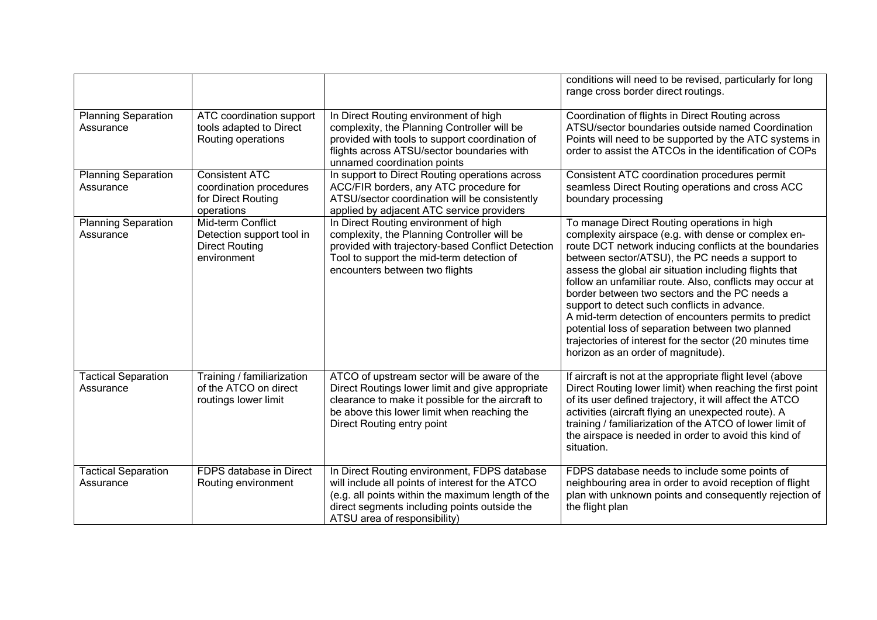| | | | |
|---|---|---|---|
| | | | conditions will need to be revised, particularly for long range cross border direct routings. |
| Planning Separation Assurance | ATC coordination support tools adapted to Direct Routing operations | In Direct Routing environment of high complexity, the Planning Controller will be provided with tools to support coordination of flights across ATSU/sector boundaries with unnamed coordination points | Coordination of flights in Direct Routing across ATSU/sector boundaries outside named Coordination Points will need to be supported by the ATC systems in order to assist the ATCOs in the identification of COPs |
| Planning Separation Assurance | Consistent ATC coordination procedures for Direct Routing operations | In support to Direct Routing operations across ACC/FIR borders, any ATC procedure for ATSU/sector coordination will be consistently applied by adjacent ATC service providers | Consistent ATC coordination procedures permit seamless Direct Routing operations and cross ACC boundary processing |
| Planning Separation Assurance | Mid-term Conflict Detection support tool in Direct Routing environment | In Direct Routing environment of high complexity, the Planning Controller will be provided with trajectory-based Conflict Detection Tool to support the mid-term detection of encounters between two flights | To manage Direct Routing operations in high complexity airspace (e.g. with dense or complex en-route DCT network inducing conflicts at the boundaries between sector/ATSU), the PC needs a support to assess the global air situation including flights that follow an unfamiliar route. Also, conflicts may occur at border between two sectors and the PC needs a support to detect such conflicts in advance. A mid-term detection of encounters permits to predict potential loss of separation between two planned trajectories of interest for the sector (20 minutes time horizon as an order of magnitude). |
| Tactical Separation Assurance | Training / familiarization of the ATCO on direct routings lower limit | ATCO of upstream sector will be aware of the Direct Routings lower limit and give appropriate clearance to make it possible for the aircraft to be above this lower limit when reaching the Direct Routing entry point | If aircraft is not at the appropriate flight level (above Direct Routing lower limit) when reaching the first point of its user defined trajectory, it will affect the ATCO activities (aircraft flying an unexpected route). A training / familiarization of the ATCO of lower limit of the airspace is needed in order to avoid this kind of situation. |
| Tactical Separation Assurance | FDPS database in Direct Routing environment | In Direct Routing environment, FDPS database will include all points of interest for the ATCO (e.g. all points within the maximum length of the direct segments including points outside the ATSU area of responsibility) | FDPS database needs to include some points of neighbouring area in order to avoid reception of flight plan with unknown points and consequently rejection of the flight plan |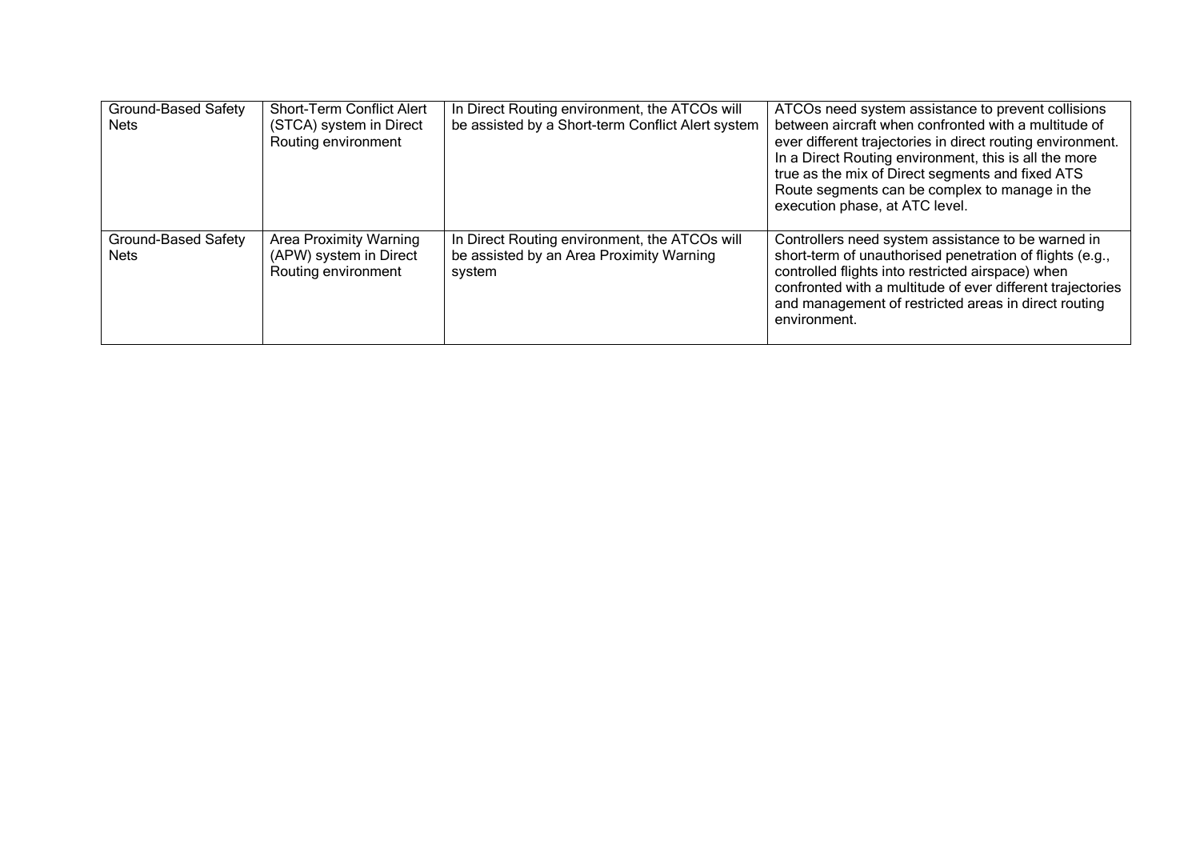| Ground-Based Safety Nets | Short-Term Conflict Alert (STCA) system in Direct Routing environment | In Direct Routing environment, the ATCOs will be assisted by a Short-term Conflict Alert system | ATCOs need system assistance to prevent collisions between aircraft when confronted with a multitude of ever different trajectories in direct routing environment. In a Direct Routing environment, this is all the more true as the mix of Direct segments and fixed ATS Route segments can be complex to manage in the execution phase, at ATC level. |
|---|---|---|---|
| Ground-Based Safety Nets | Area Proximity Warning (APW) system in Direct Routing environment | In Direct Routing environment, the ATCOs will be assisted by an Area Proximity Warning system | Controllers need system assistance to be warned in short-term of unauthorised penetration of flights (e.g., controlled flights into restricted airspace) when confronted with a multitude of ever different trajectories and management of restricted areas in direct routing environment. |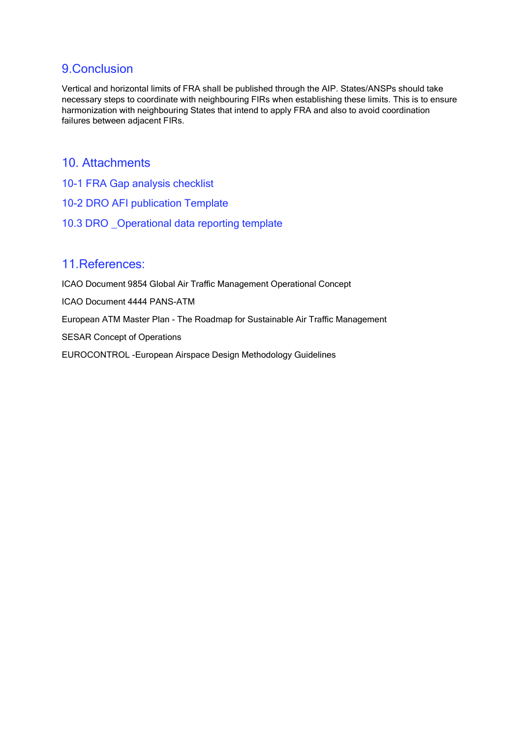# 9.Conclusion

Vertical and horizontal limits of FRA shall be published through the AIP. States/ANSPs should take necessary steps to coordinate with neighbouring FIRs when establishing these limits. This is to ensure harmonization with neighbouring States that intend to apply FRA and also to avoid coordination failures between adjacent FIRs.

# 10. Attachments

## 10-1 FRA Gap analysis checklist

## 10-2 DRO AFI publication Template

## 10.3 DRO _Operational data reporting template

# 11.References:

ICAO Document 9854 Global Air Traffic Management Operational Concept

ICAO Document 4444 PANS-ATM

European ATM Master Plan - The Roadmap for Sustainable Air Traffic Management

SESAR Concept of Operations

EUROCONTROL -European Airspace Design Methodology Guidelines